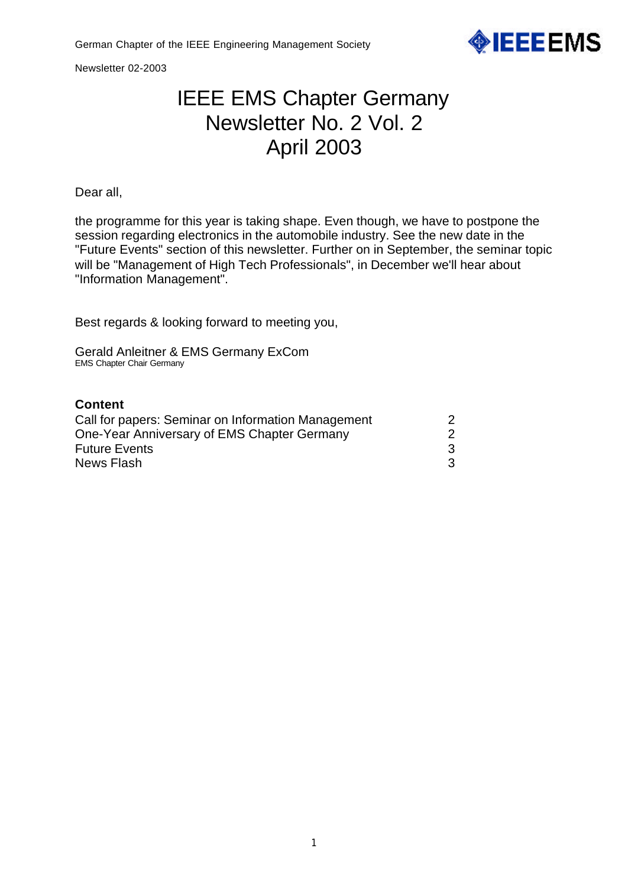# IEEE EMS Chapter Germany Newsletter No. 2 Vol. 2 April 2003

Dear all,

the programme for this year is taking shape. Even though, we have to postpone the session regarding electronics in the automobile industry. See the new date in the "Future Events" section of this newsletter. Further on in September, the seminar topic will be "Management of High Tech Professionals", in December we'll hear about "Information Management".

Best regards & looking forward to meeting you,

Gerald Anleitner & EMS Germany ExCom
EMS Chapter Chair Germany

**Content**

| | |
|---|---|
| Call for papers: Seminar on Information Management | 2 |
| One-Year Anniversary of EMS Chapter Germany | 2 |
| Future Events | 3 |
| News Flash | 3 |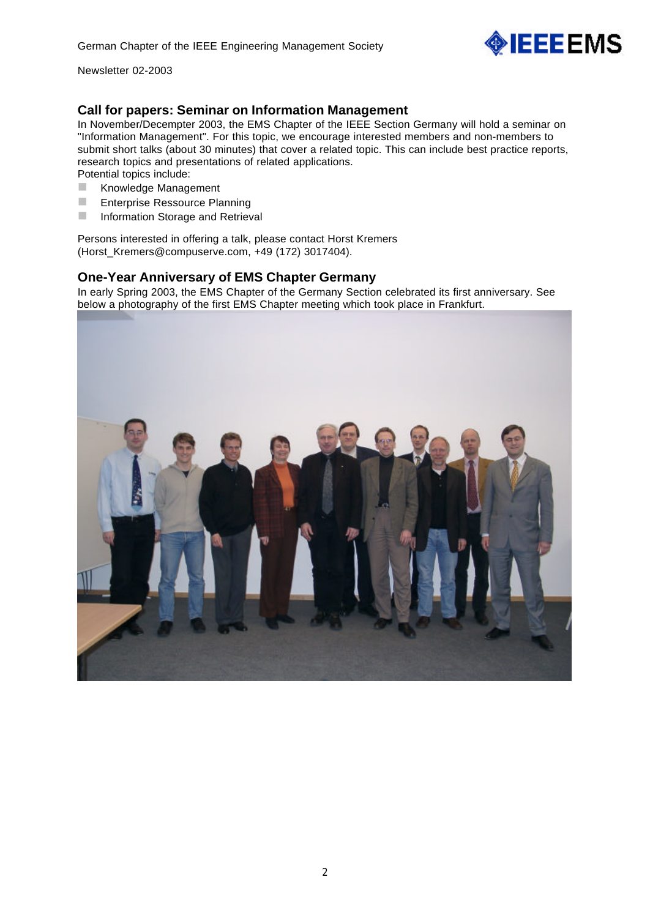## Call for papers: Seminar on Information Management

In November/Decempter 2003, the EMS Chapter of the IEEE Section Germany will hold a seminar on "Information Management". For this topic, we encourage interested members and non-members to submit short talks (about 30 minutes) that cover a related topic. This can include best practice reports, research topics and presentations of related applications.
Potential topics include:

- Knowledge Management
- Enterprise Ressource Planning
- Information Storage and Retrieval

Persons interested in offering a talk, please contact Horst Kremers (Horst_Kremers@compuserve.com, +49 (172) 3017404).

## One-Year Anniversary of EMS Chapter Germany

In early Spring 2003, the EMS Chapter of the Germany Section celebrated its first anniversary. See below a photography of the first EMS Chapter meeting which took place in Frankfurt.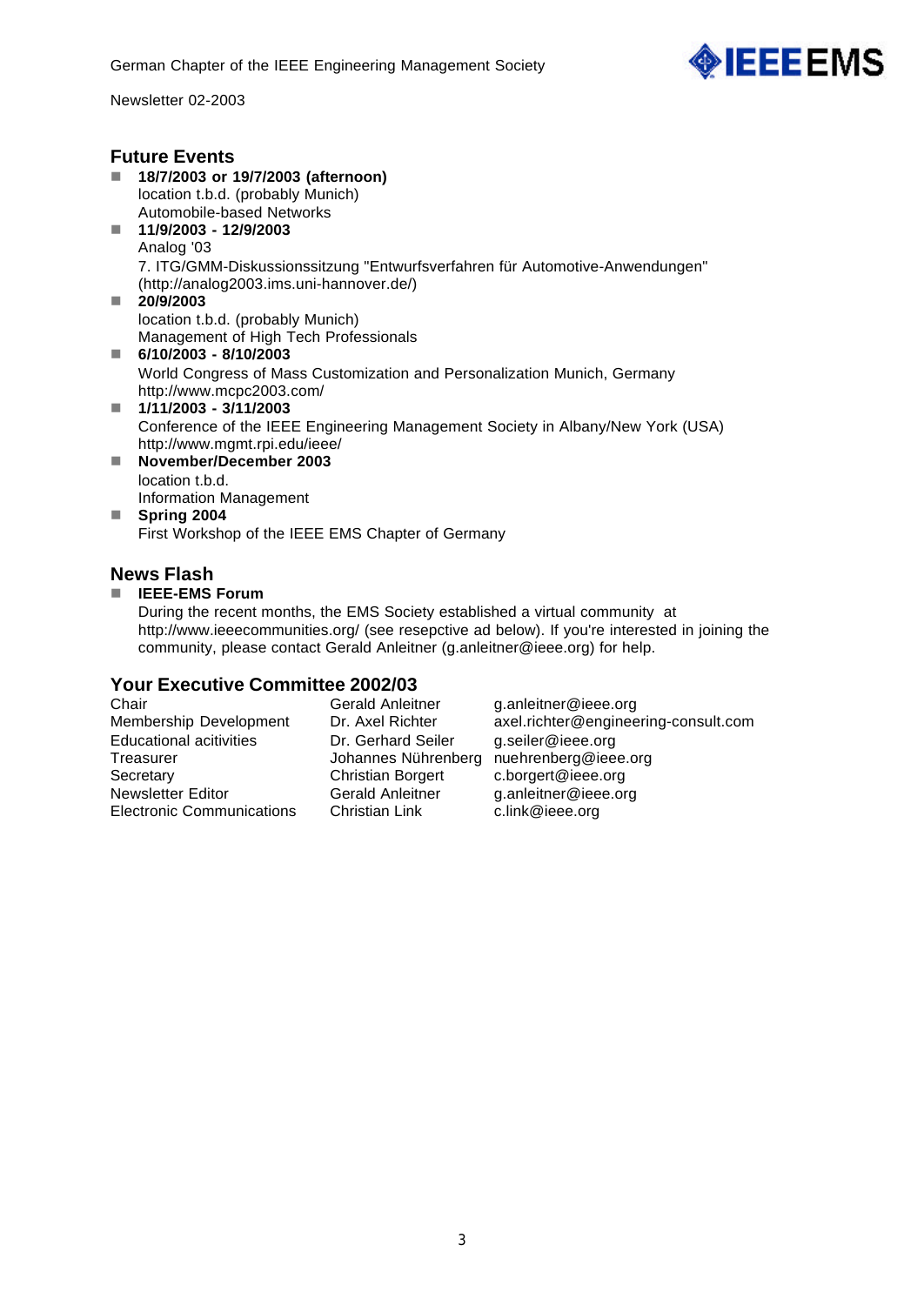## Future Events

- **18/7/2003 or 19/7/2003 (afternoon)**
  location t.b.d. (probably Munich)
  Automobile-based Networks
- **11/9/2003 - 12/9/2003**
  Analog '03
  7. ITG/GMM-Diskussionssitzung "Entwurfsverfahren für Automotive-Anwendungen"
  (http://analog2003.ims.uni-hannover.de/)
- **20/9/2003**
  location t.b.d. (probably Munich)
  Management of High Tech Professionals
- **6/10/2003 - 8/10/2003**
  World Congress of Mass Customization and Personalization Munich, Germany
  http://www.mcpc2003.com/
- **1/11/2003 - 3/11/2003**
  Conference of the IEEE Engineering Management Society in Albany/New York (USA)
  http://www.mgmt.rpi.edu/ieee/
- **November/December 2003**
  location t.b.d.
  Information Management
- **Spring 2004**
  First Workshop of the IEEE EMS Chapter of Germany

## News Flash

- **IEEE-EMS Forum**
  During the recent months, the EMS Society established a virtual community at http://www.ieeecommunities.org/ (see resepctive ad below). If you're interested in joining the community, please contact Gerald Anleitner (g.anleitner@ieee.org) for help.

## Your Executive Committee 2002/03

| | | |
|---|---|---|
| Chair | Gerald Anleitner | g.anleitner@ieee.org |
| Membership Development | Dr. Axel Richter | axel.richter@engineering-consult.com |
| Educational acitivities | Dr. Gerhard Seiler | g.seiler@ieee.org |
| Treasurer | Johannes Nührenberg | nuehrenberg@ieee.org |
| Secretary | Christian Borgert | c.borgert@ieee.org |
| Newsletter Editor | Gerald Anleitner | g.anleitner@ieee.org |
| Electronic Communications | Christian Link | c.link@ieee.org |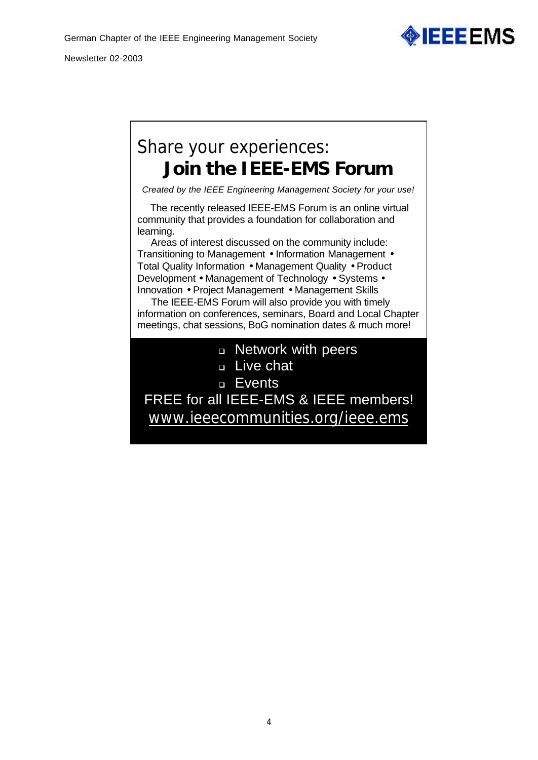Share your experiences:

# Join the IEEE-EMS Forum

*Created by the IEEE Engineering Management Society for your use!*

The recently released IEEE-EMS Forum is an online virtual community that provides a foundation for collaboration and learning.

Areas of interest discussed on the community include: Transitioning to Management • Information Management • Total Quality Information • Management Quality • Product Development • Management of Technology • Systems • Innovation • Project Management • Management Skills

The IEEE-EMS Forum will also provide you with timely information on conferences, seminars, Board and Local Chapter meetings, chat sessions, BoG nomination dates & much more!

- Network with peers
- Live chat
- Events

FREE for all IEEE-EMS & IEEE members!

www.ieeecommunities.org/ieee.ems